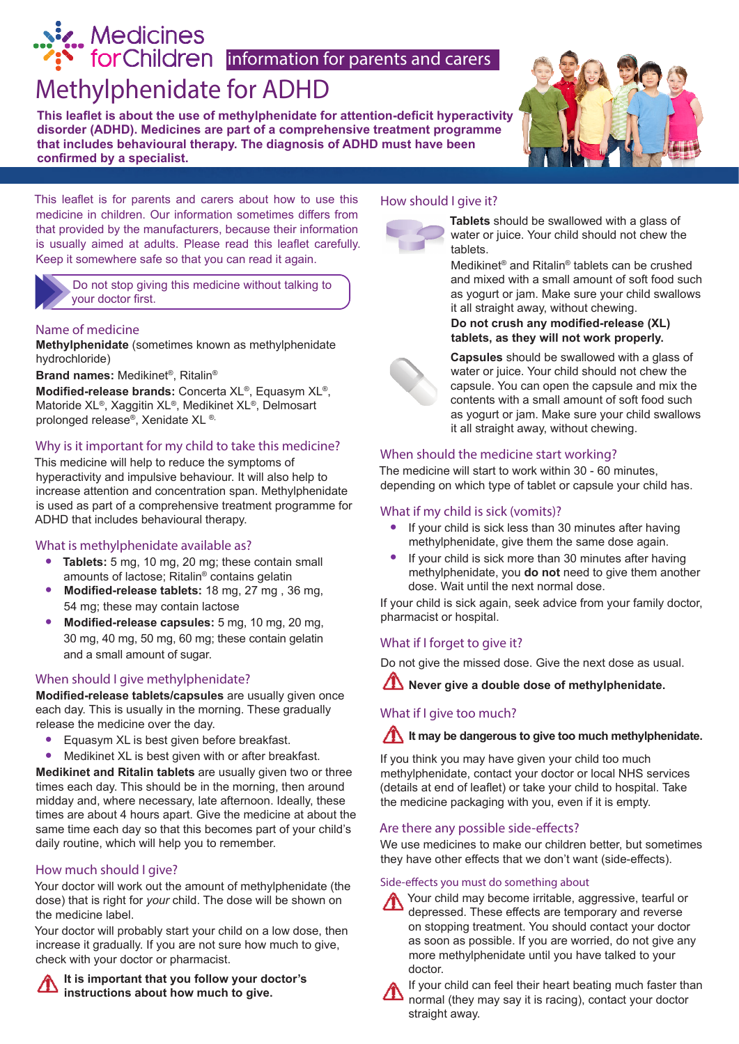Medicines for Children information for parents and carers

# Methylphenidate for ADHD

**This leaflet is about the use of methylphenidate for attention-deficit hyperactivity disorder (ADHD). Medicines are part of a comprehensive treatment programme that includes behavioural therapy. The diagnosis of ADHD must have been confirmed by a specialist.**

This leaflet is for parents and carers about how to use this medicine in children. Our information sometimes differs from that provided by the manufacturers, because their information is usually aimed at adults. Please read this leaflet carefully. Keep it somewhere safe so that you can read it again.

Do not stop giving this medicine without talking to your doctor first.

## Name of medicine

**Methylphenidate** (sometimes known as methylphenidate hydrochloride)

**Brand names:** Medikinet®, Ritalin®

**Modified-release brands:** Concerta XL®, Equasym XL®, Matoride XL®, Xaggitin XL®, Medikinet XL®, Delmosart prolonged release®, Xenidate XL®.

## Why is it important for my child to take this medicine?

This medicine will help to reduce the symptoms of hyperactivity and impulsive behaviour. It will also help to increase attention and concentration span. Methylphenidate is used as part of a comprehensive treatment programme for ADHD that includes behavioural therapy.

## What is methylphenidate available as?

- **Tablets:** 5 mg, 10 mg, 20 mg; these contain small amounts of lactose; Ritalin® contains gelatin
- **Modified-release tablets:** 18 mg, 27 mg , 36 mg, 54 mg; these may contain lactose
- **Modified-release capsules:** 5 mg, 10 mg, 20 mg, 30 mg, 40 mg, 50 mg, 60 mg; these contain gelatin and a small amount of sugar.

## When should I give methylphenidate?

**Modified-release tablets/capsules** are usually given once each day. This is usually in the morning. These gradually release the medicine over the day.

- Equasym XL is best given before breakfast.
- Medikinet XL is best given with or after breakfast.

**Medikinet and Ritalin tablets** are usually given two or three times each day. This should be in the morning, then around midday and, where necessary, late afternoon. Ideally, these times are about 4 hours apart. Give the medicine at about the same time each day so that this becomes part of your child's daily routine, which will help you to remember.

## How much should I give?

Your doctor will work out the amount of methylphenidate (the dose) that is right for *your* child. The dose will be shown on the medicine label.

Your doctor will probably start your child on a low dose, then increase it gradually. If you are not sure how much to give, check with your doctor or pharmacist.

**It is important that you follow your doctor's instructions about how much to give.**

## How should I give it?

**Tablets** should be swallowed with a glass of water or juice. Your child should not chew the tablets.

Medikinet® and Ritalin® tablets can be crushed and mixed with a small amount of soft food such as yogurt or jam. Make sure your child swallows it all straight away, without chewing.

**Do not crush any modified-release (XL) tablets, as they will not work properly.**

**Capsules** should be swallowed with a glass of water or juice. Your child should not chew the capsule. You can open the capsule and mix the contents with a small amount of soft food such as yogurt or jam. Make sure your child swallows it all straight away, without chewing.

## When should the medicine start working?

The medicine will start to work within 30 - 60 minutes, depending on which type of tablet or capsule your child has.

## What if my child is sick (vomits)?

- If your child is sick less than 30 minutes after having methylphenidate, give them the same dose again.
- If your child is sick more than 30 minutes after having methylphenidate, you **do not** need to give them another dose. Wait until the next normal dose.

If your child is sick again, seek advice from your family doctor, pharmacist or hospital.

## What if I forget to give it?

Do not give the missed dose. Give the next dose as usual.

**Never give a double dose of methylphenidate.**

## What if I give too much?

**It may be dangerous to give too much methylphenidate.**

If you think you may have given your child too much methylphenidate, contact your doctor or local NHS services (details at end of leaflet) or take your child to hospital. Take the medicine packaging with you, even if it is empty.

## Are there any possible side-effects?

We use medicines to make our children better, but sometimes they have other effects that we don't want (side-effects).

### Side-effects you must do something about

Your child may become irritable, aggressive, tearful or depressed. These effects are temporary and reverse on stopping treatment. You should contact your doctor as soon as possible. If you are worried, do not give any more methylphenidate until you have talked to your doctor.

If your child can feel their heart beating much faster than normal (they may say it is racing), contact your doctor straight away.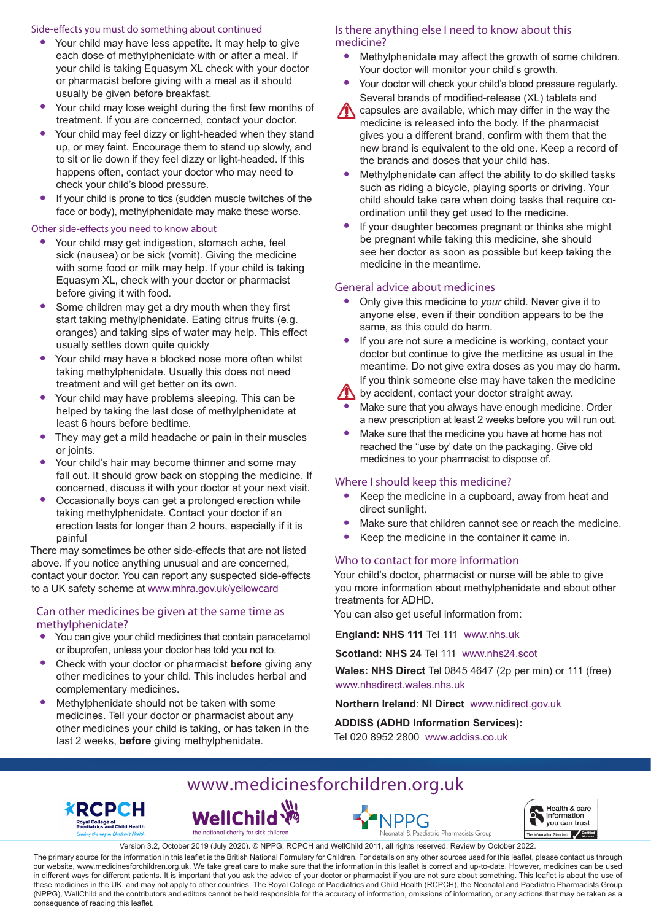### Side-effects you must do something about continued

- Your child may have less appetite. It may help to give each dose of methylphenidate with or after a meal. If your child is taking Equasym XL check with your doctor or pharmacist before giving with a meal as it should usually be given before breakfast.
- Your child may lose weight during the first few months of treatment. If you are concerned, contact your doctor.
- Your child may feel dizzy or light-headed when they stand up, or may faint. Encourage them to stand up slowly, and to sit or lie down if they feel dizzy or light-headed. If this happens often, contact your doctor who may need to check your child's blood pressure.
- If your child is prone to tics (sudden muscle twitches of the face or body), methylphenidate may make these worse.

### Other side-effects you need to know about

- Your child may get indigestion, stomach ache, feel sick (nausea) or be sick (vomit). Giving the medicine with some food or milk may help. If your child is taking Equasym XL, check with your doctor or pharmacist before giving it with food.
- Some children may get a dry mouth when they first start taking methylphenidate. Eating citrus fruits (e.g. oranges) and taking sips of water may help. This effect usually settles down quite quickly
- Your child may have a blocked nose more often whilst taking methylphenidate. Usually this does not need treatment and will get better on its own.
- Your child may have problems sleeping. This can be helped by taking the last dose of methylphenidate at least 6 hours before bedtime.
- They may get a mild headache or pain in their muscles or joints.
- Your child's hair may become thinner and some may fall out. It should grow back on stopping the medicine. If concerned, discuss it with your doctor at your next visit.
- Occasionally boys can get a prolonged erection while taking methylphenidate. Contact your doctor if an erection lasts for longer than 2 hours, especially if it is painful

There may sometimes be other side-effects that are not listed above. If you notice anything unusual and are concerned, contact your doctor. You can report any suspected side-effects to a UK safety scheme at www.mhra.gov.uk/yellowcard

## Can other medicines be given at the same time as methylphenidate?

- You can give your child medicines that contain paracetamol or ibuprofen, unless your doctor has told you not to.
- Check with your doctor or pharmacist **before** giving any other medicines to your child. This includes herbal and complementary medicines.
- Methylphenidate should not be taken with some medicines. Tell your doctor or pharmacist about any other medicines your child is taking, or has taken in the last 2 weeks, **before** giving methylphenidate.

## Is there anything else I need to know about this medicine?

- Methylphenidate may affect the growth of some children. Your doctor will monitor your child's growth.
- Your doctor will check your child's blood pressure regularly.

⚠ Several brands of modified-release (XL) tablets and capsules are available, which may differ in the way the medicine is released into the body. If the pharmacist gives you a different brand, confirm with them that the new brand is equivalent to the old one. Keep a record of the brands and doses that your child has.

- Methylphenidate can affect the ability to do skilled tasks such as riding a bicycle, playing sports or driving. Your child should take care when doing tasks that require co-ordination until they get used to the medicine.
- If your daughter becomes pregnant or thinks she might be pregnant while taking this medicine, she should see her doctor as soon as possible but keep taking the medicine in the meantime.

## General advice about medicines

- Only give this medicine to *your* child. Never give it to anyone else, even if their condition appears to be the same, as this could do harm.
- If you are not sure a medicine is working, contact your doctor but continue to give the medicine as usual in the meantime. Do not give extra doses as you may do harm.

⚠ If you think someone else may have taken the medicine by accident, contact your doctor straight away.

- Make sure that you always have enough medicine. Order a new prescription at least 2 weeks before you will run out.
- Make sure that the medicine you have at home has not reached the "use by' date on the packaging. Give old medicines to your pharmacist to dispose of.

## Where I should keep this medicine?

- Keep the medicine in a cupboard, away from heat and direct sunlight.
- Make sure that children cannot see or reach the medicine.
- Keep the medicine in the container it came in.

## Who to contact for more information

Your child's doctor, pharmacist or nurse will be able to give you more information about methylphenidate and about other treatments for ADHD.

You can also get useful information from:

**England: NHS 111** Tel 111 www.nhs.uk

**Scotland: NHS 24** Tel 111 www.nhs24.scot

**Wales: NHS Direct** Tel 0845 4647 (2p per min) or 111 (free) www.nhsdirect.wales.nhs.uk

**Northern Ireland**: **NI Direct** www.nidirect.gov.uk

**ADDISS (ADHD Information Services):**
Tel 020 8952 2800 www.addiss.co.uk

www.medicinesforchildren.org.uk

RCPCH Royal College of Paediatrics and Child Health — Leading the way in Children's Health

WellChild — the national charity for sick children

NPPG — Neonatal & Paediatric Pharmacists Group

Health & care information you can trust — The Information Standard — Certified Member

Version 3.2, October 2019 (July 2020). © NPPG, RCPCH and WellChild 2011, all rights reserved. Review by October 2022.

The primary source for the information in this leaflet is the British National Formulary for Children. For details on any other sources used for this leaflet, please contact us through our website, www.medicinesforchildren.org.uk. We take great care to make sure that the information in this leaflet is correct and up-to-date. However, medicines can be used in different ways for different patients. It is important that you ask the advice of your doctor or pharmacist if you are not sure about something. This leaflet is about the use of these medicines in the UK, and may not apply to other countries. The Royal College of Paediatrics and Child Health (RCPCH), the Neonatal and Paediatric Pharmacists Group (NPPG), WellChild and the contributors and editors cannot be held responsible for the accuracy of information, omissions of information, or any actions that may be taken as a consequence of reading this leaflet.